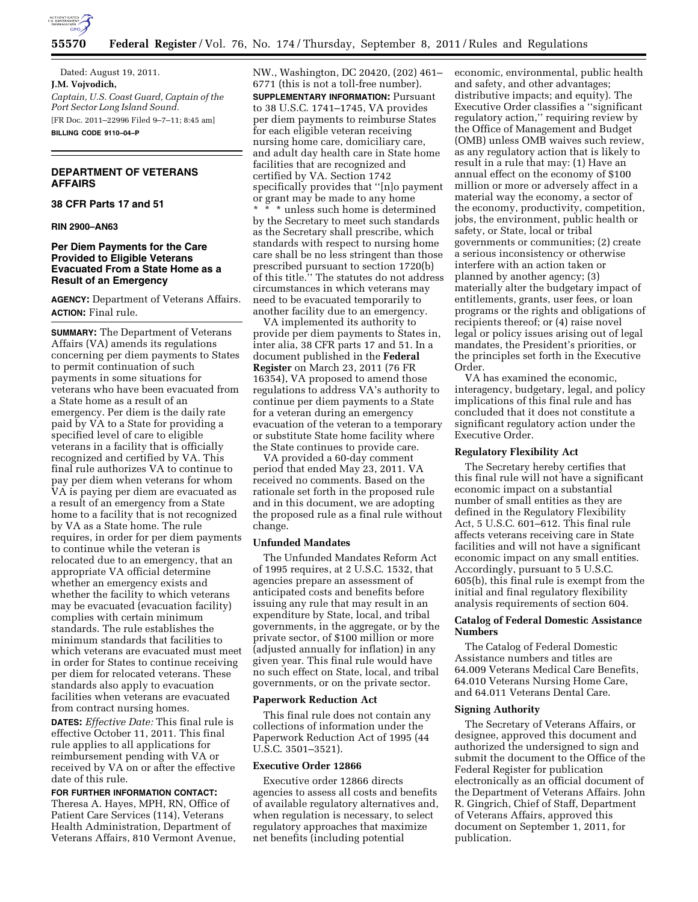Dated: August 19, 2011.

**J.M. Vojvodich,**

*Captain, U.S. Coast Guard, Captain of the Port Sector Long Island Sound.*

[FR Doc. 2011–22996 Filed 9–7–11; 8:45 am]

**BILLING CODE 9110–04–P**

## DEPARTMENT OF VETERANS AFFAIRS

### 38 CFR Parts 17 and 51

**RIN 2900–AN63**

### Per Diem Payments for the Care Provided to Eligible Veterans Evacuated From a State Home as a Result of an Emergency

**AGENCY:** Department of Veterans Affairs.

**ACTION:** Final rule.

**SUMMARY:** The Department of Veterans Affairs (VA) amends its regulations concerning per diem payments to States to permit continuation of such payments in some situations for veterans who have been evacuated from a State home as a result of an emergency. Per diem is the daily rate paid by VA to a State for providing a specified level of care to eligible veterans in a facility that is officially recognized and certified by VA. This final rule authorizes VA to continue to pay per diem when veterans for whom VA is paying per diem are evacuated as a result of an emergency from a State home to a facility that is not recognized by VA as a State home. The rule requires, in order for per diem payments to continue while the veteran is relocated due to an emergency, that an appropriate VA official determine whether an emergency exists and whether the facility to which veterans may be evacuated (evacuation facility) complies with certain minimum standards. The rule establishes the minimum standards that facilities to which veterans are evacuated must meet in order for States to continue receiving per diem for relocated veterans. These standards also apply to evacuation facilities when veterans are evacuated from contract nursing homes.

**DATES:** *Effective Date:* This final rule is effective October 11, 2011. This final rule applies to all applications for reimbursement pending with VA or received by VA on or after the effective date of this rule.

**FOR FURTHER INFORMATION CONTACT:** Theresa A. Hayes, MPH, RN, Office of Patient Care Services (114), Veterans Health Administration, Department of Veterans Affairs, 810 Vermont Avenue, NW., Washington, DC 20420, (202) 461–6771 (this is not a toll-free number).

**SUPPLEMENTARY INFORMATION:** Pursuant to 38 U.S.C. 1741–1745, VA provides per diem payments to reimburse States for each eligible veteran receiving nursing home care, domiciliary care, and adult day health care in State home facilities that are recognized and certified by VA. Section 1742 specifically provides that ''[n]o payment or grant may be made to any home * * * unless such home is determined by the Secretary to meet such standards as the Secretary shall prescribe, which standards with respect to nursing home care shall be no less stringent than those prescribed pursuant to section 1720(b) of this title.'' The statutes do not address circumstances in which veterans may need to be evacuated temporarily to another facility due to an emergency.

VA implemented its authority to provide per diem payments to States in, inter alia, 38 CFR parts 17 and 51. In a document published in the **Federal Register** on March 23, 2011 (76 FR 16354), VA proposed to amend those regulations to address VA's authority to continue per diem payments to a State for a veteran during an emergency evacuation of the veteran to a temporary or substitute State home facility where the State continues to provide care.

VA provided a 60-day comment period that ended May 23, 2011. VA received no comments. Based on the rationale set forth in the proposed rule and in this document, we are adopting the proposed rule as a final rule without change.

#### Unfunded Mandates

The Unfunded Mandates Reform Act of 1995 requires, at 2 U.S.C. 1532, that agencies prepare an assessment of anticipated costs and benefits before issuing any rule that may result in an expenditure by State, local, and tribal governments, in the aggregate, or by the private sector, of $100 million or more (adjusted annually for inflation) in any given year. This final rule would have no such effect on State, local, and tribal governments, or on the private sector.

#### Paperwork Reduction Act

This final rule does not contain any collections of information under the Paperwork Reduction Act of 1995 (44 U.S.C. 3501–3521).

#### Executive Order 12866

Executive order 12866 directs agencies to assess all costs and benefits of available regulatory alternatives and, when regulation is necessary, to select regulatory approaches that maximize net benefits (including potential economic, environmental, public health and safety, and other advantages; distributive impacts; and equity). The Executive Order classifies a ''significant regulatory action,'' requiring review by the Office of Management and Budget (OMB) unless OMB waives such review, as any regulatory action that is likely to result in a rule that may: (1) Have an annual effect on the economy of $100 million or more or adversely affect in a material way the economy, a sector of the economy, productivity, competition, jobs, the environment, public health or safety, or State, local or tribal governments or communities; (2) create a serious inconsistency or otherwise interfere with an action taken or planned by another agency; (3) materially alter the budgetary impact of entitlements, grants, user fees, or loan programs or the rights and obligations of recipients thereof; or (4) raise novel legal or policy issues arising out of legal mandates, the President's priorities, or the principles set forth in the Executive Order.

VA has examined the economic, interagency, budgetary, legal, and policy implications of this final rule and has concluded that it does not constitute a significant regulatory action under the Executive Order.

#### Regulatory Flexibility Act

The Secretary hereby certifies that this final rule will not have a significant economic impact on a substantial number of small entities as they are defined in the Regulatory Flexibility Act, 5 U.S.C. 601–612. This final rule affects veterans receiving care in State facilities and will not have a significant economic impact on any small entities. Accordingly, pursuant to 5 U.S.C. 605(b), this final rule is exempt from the initial and final regulatory flexibility analysis requirements of section 604.

#### Catalog of Federal Domestic Assistance Numbers

The Catalog of Federal Domestic Assistance numbers and titles are 64.009 Veterans Medical Care Benefits, 64.010 Veterans Nursing Home Care, and 64.011 Veterans Dental Care.

#### Signing Authority

The Secretary of Veterans Affairs, or designee, approved this document and authorized the undersigned to sign and submit the document to the Office of the Federal Register for publication electronically as an official document of the Department of Veterans Affairs. John R. Gingrich, Chief of Staff, Department of Veterans Affairs, approved this document on September 1, 2011, for publication.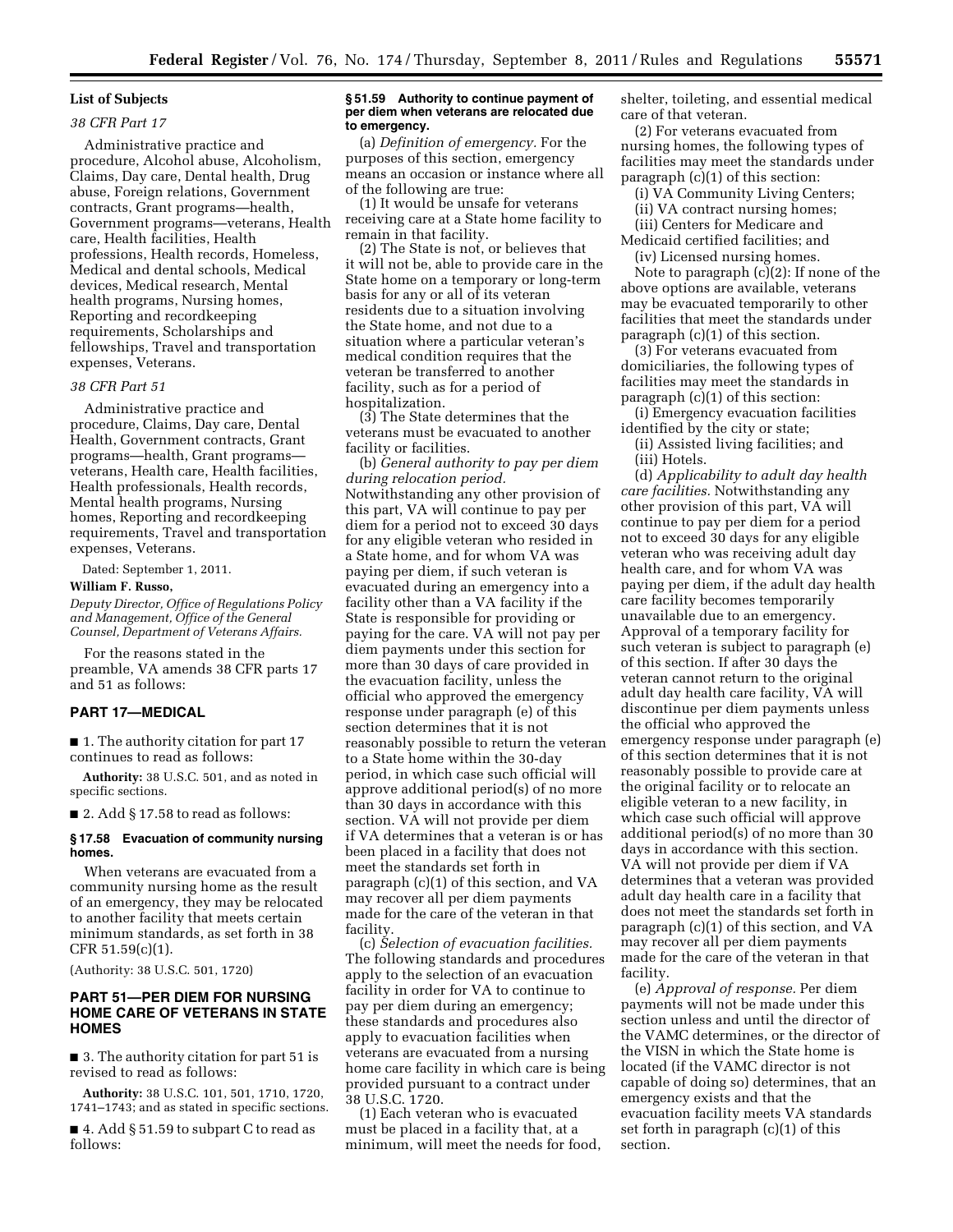## List of Subjects

### 38 CFR Part 17

Administrative practice and procedure, Alcohol abuse, Alcoholism, Claims, Day care, Dental health, Drug abuse, Foreign relations, Government contracts, Grant programs—health, Government programs—veterans, Health care, Health facilities, Health professions, Health records, Homeless, Medical and dental schools, Medical devices, Medical research, Mental health programs, Nursing homes, Reporting and recordkeeping requirements, Scholarships and fellowships, Travel and transportation expenses, Veterans.

### 38 CFR Part 51

Administrative practice and procedure, Claims, Day care, Dental Health, Government contracts, Grant programs—health, Grant programs—veterans, Health care, Health facilities, Health professionals, Health records, Mental health programs, Nursing homes, Reporting and recordkeeping requirements, Travel and transportation expenses, Veterans.

Dated: September 1, 2011.

**William F. Russo,**

*Deputy Director, Office of Regulations Policy and Management, Office of the General Counsel, Department of Veterans Affairs.*

For the reasons stated in the preamble, VA amends 38 CFR parts 17 and 51 as follows:

## PART 17—MEDICAL

■ 1. The authority citation for part 17 continues to read as follows:

**Authority:** 38 U.S.C. 501, and as noted in specific sections.

■ 2. Add § 17.58 to read as follows:

### § 17.58 Evacuation of community nursing homes.

When veterans are evacuated from a community nursing home as the result of an emergency, they may be relocated to another facility that meets certain minimum standards, as set forth in 38 CFR 51.59(c)(1).

(Authority: 38 U.S.C. 501, 1720)

## PART 51—PER DIEM FOR NURSING HOME CARE OF VETERANS IN STATE HOMES

■ 3. The authority citation for part 51 is revised to read as follows:

**Authority:** 38 U.S.C. 101, 501, 1710, 1720, 1741–1743; and as stated in specific sections.

■ 4. Add § 51.59 to subpart C to read as follows:

### § 51.59 Authority to continue payment of per diem when veterans are relocated due to emergency.

(a) *Definition of emergency.* For the purposes of this section, emergency means an occasion or instance where all of the following are true:

(1) It would be unsafe for veterans receiving care at a State home facility to remain in that facility.

(2) The State is not, or believes that it will not be, able to provide care in the State home on a temporary or long-term basis for any or all of its veteran residents due to a situation involving the State home, and not due to a situation where a particular veteran's medical condition requires that the veteran be transferred to another facility, such as for a period of hospitalization.

(3) The State determines that the veterans must be evacuated to another facility or facilities.

(b) *General authority to pay per diem during relocation period.* Notwithstanding any other provision of this part, VA will continue to pay per diem for a period not to exceed 30 days for any eligible veteran who resided in a State home, and for whom VA was paying per diem, if such veteran is evacuated during an emergency into a facility other than a VA facility if the State is responsible for providing or paying for the care. VA will not pay per diem payments under this section for more than 30 days of care provided in the evacuation facility, unless the official who approved the emergency response under paragraph (e) of this section determines that it is not reasonably possible to return the veteran to a State home within the 30-day period, in which case such official will approve additional period(s) of no more than 30 days in accordance with this section. VA will not provide per diem if VA determines that a veteran is or has been placed in a facility that does not meet the standards set forth in paragraph (c)(1) of this section, and VA may recover all per diem payments made for the care of the veteran in that facility.

(c) *Selection of evacuation facilities.* The following standards and procedures apply to the selection of an evacuation facility in order for VA to continue to pay per diem during an emergency; these standards and procedures also apply to evacuation facilities when veterans are evacuated from a nursing home care facility in which care is being provided pursuant to a contract under 38 U.S.C. 1720.

(1) Each veteran who is evacuated must be placed in a facility that, at a minimum, will meet the needs for food, shelter, toileting, and essential medical care of that veteran.

(2) For veterans evacuated from nursing homes, the following types of facilities may meet the standards under paragraph (c)(1) of this section:

(i) VA Community Living Centers;

(ii) VA contract nursing homes;

(iii) Centers for Medicare and Medicaid certified facilities; and

(iv) Licensed nursing homes.

Note to paragraph (c)(2): If none of the above options are available, veterans may be evacuated temporarily to other facilities that meet the standards under paragraph (c)(1) of this section.

(3) For veterans evacuated from domiciliaries, the following types of facilities may meet the standards in paragraph (c)(1) of this section:

(i) Emergency evacuation facilities identified by the city or state;

(ii) Assisted living facilities; and

(iii) Hotels.

(d) *Applicability to adult day health care facilities.* Notwithstanding any other provision of this part, VA will continue to pay per diem for a period not to exceed 30 days for any eligible veteran who was receiving adult day health care, and for whom VA was paying per diem, if the adult day health care facility becomes temporarily unavailable due to an emergency. Approval of a temporary facility for such veteran is subject to paragraph (e) of this section. If after 30 days the veteran cannot return to the original adult day health care facility, VA will discontinue per diem payments unless the official who approved the emergency response under paragraph (e) of this section determines that it is not reasonably possible to provide care at the original facility or to relocate an eligible veteran to a new facility, in which case such official will approve additional period(s) of no more than 30 days in accordance with this section. VA will not provide per diem if VA determines that a veteran was provided adult day health care in a facility that does not meet the standards set forth in paragraph (c)(1) of this section, and VA may recover all per diem payments made for the care of the veteran in that facility.

(e) *Approval of response.* Per diem payments will not be made under this section unless and until the director of the VAMC determines, or the director of the VISN in which the State home is located (if the VAMC director is not capable of doing so) determines, that an emergency exists and that the evacuation facility meets VA standards set forth in paragraph (c)(1) of this section.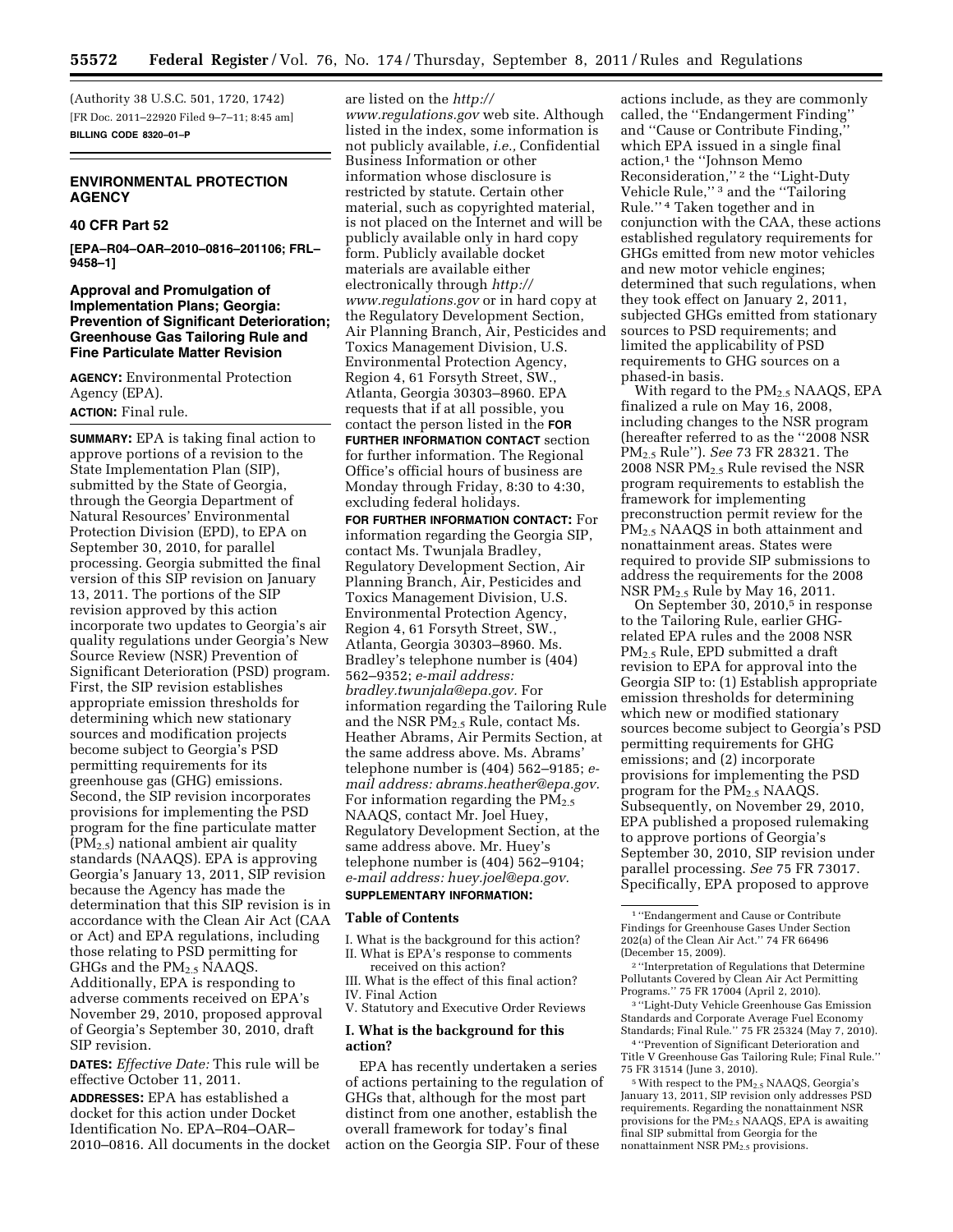(Authority 38 U.S.C. 501, 1720, 1742)

[FR Doc. 2011–22920 Filed 9–7–11; 8:45 am]

**BILLING CODE 8320–01–P**

## ENVIRONMENTAL PROTECTION AGENCY

### 40 CFR Part 52

**[EPA–R04–OAR–2010–0816–201106; FRL–9458–1]**

### Approval and Promulgation of Implementation Plans; Georgia: Prevention of Significant Deterioration; Greenhouse Gas Tailoring Rule and Fine Particulate Matter Revision

**AGENCY:** Environmental Protection Agency (EPA).

**ACTION:** Final rule.

**SUMMARY:** EPA is taking final action to approve portions of a revision to the State Implementation Plan (SIP), submitted by the State of Georgia, through the Georgia Department of Natural Resources' Environmental Protection Division (EPD), to EPA on September 30, 2010, for parallel processing. Georgia submitted the final version of this SIP revision on January 13, 2011. The portions of the SIP revision approved by this action incorporate two updates to Georgia's air quality regulations under Georgia's New Source Review (NSR) Prevention of Significant Deterioration (PSD) program. First, the SIP revision establishes appropriate emission thresholds for determining which new stationary sources and modification projects become subject to Georgia's PSD permitting requirements for its greenhouse gas (GHG) emissions. Second, the SIP revision incorporates provisions for implementing the PSD program for the fine particulate matter ($PM_{2.5}$) national ambient air quality standards (NAAQS). EPA is approving Georgia's January 13, 2011, SIP revision because the Agency has made the determination that this SIP revision is in accordance with the Clean Air Act (CAA or Act) and EPA regulations, including those relating to PSD permitting for GHGs and the $PM_{2.5}$ NAAQS. Additionally, EPA is responding to adverse comments received on EPA's November 29, 2010, proposed approval of Georgia's September 30, 2010, draft SIP revision.

**DATES:** *Effective Date:* This rule will be effective October 11, 2011.

**ADDRESSES:** EPA has established a docket for this action under Docket Identification No. EPA–R04–OAR–2010–0816. All documents in the docket are listed on the *http://www.regulations.gov* web site. Although listed in the index, some information is not publicly available, *i.e.,* Confidential Business Information or other information whose disclosure is restricted by statute. Certain other material, such as copyrighted material, is not placed on the Internet and will be publicly available only in hard copy form. Publicly available docket materials are available either electronically through *http://www.regulations.gov* or in hard copy at the Regulatory Development Section, Air Planning Branch, Air, Pesticides and Toxics Management Division, U.S. Environmental Protection Agency, Region 4, 61 Forsyth Street, SW., Atlanta, Georgia 30303–8960. EPA requests that if at all possible, you contact the person listed in the **FOR FURTHER INFORMATION CONTACT** section for further information. The Regional Office's official hours of business are Monday through Friday, 8:30 to 4:30, excluding federal holidays.

**FOR FURTHER INFORMATION CONTACT:** For information regarding the Georgia SIP, contact Ms. Twunjala Bradley, Regulatory Development Section, Air Planning Branch, Air, Pesticides and Toxics Management Division, U.S. Environmental Protection Agency, Region 4, 61 Forsyth Street, SW., Atlanta, Georgia 30303–8960. Ms. Bradley's telephone number is (404) 562–9352; *e-mail address: bradley.twunjala@epa.gov.* For information regarding the Tailoring Rule and the NSR $PM_{2.5}$ Rule, contact Ms. Heather Abrams, Air Permits Section, at the same address above. Ms. Abrams' telephone number is (404) 562–9185; *e-mail address: abrams.heather@epa.gov.* For information regarding the $PM_{2.5}$ NAAQS, contact Mr. Joel Huey, Regulatory Development Section, at the same address above. Mr. Huey's telephone number is (404) 562–9104; *e-mail address: huey.joel@epa.gov.*

**SUPPLEMENTARY INFORMATION:**

#### Table of Contents

I. What is the background for this action?
II. What is EPA's response to comments received on this action?
III. What is the effect of this final action?
IV. Final Action
V. Statutory and Executive Order Reviews

#### I. What is the background for this action?

EPA has recently undertaken a series of actions pertaining to the regulation of GHGs that, although for the most part distinct from one another, establish the overall framework for today's final action on the Georgia SIP. Four of these actions include, as they are commonly called, the "Endangerment Finding" and "Cause or Contribute Finding," which EPA issued in a single final action,[1] the "Johnson Memo Reconsideration,"[2] the "Light-Duty Vehicle Rule,"[3] and the "Tailoring Rule."[4] Taken together and in conjunction with the CAA, these actions established regulatory requirements for GHGs emitted from new motor vehicles and new motor vehicle engines; determined that such regulations, when they took effect on January 2, 2011, subjected GHGs emitted from stationary sources to PSD requirements; and limited the applicability of PSD requirements to GHG sources on a phased-in basis.

With regard to the $PM_{2.5}$ NAAQS, EPA finalized a rule on May 16, 2008, including changes to the NSR program (hereafter referred to as the "2008 NSR $PM_{2.5}$ Rule"). *See* 73 FR 28321. The 2008 NSR $PM_{2.5}$ Rule revised the NSR program requirements to establish the framework for implementing preconstruction permit review for the $PM_{2.5}$ NAAQS in both attainment and nonattainment areas. States were required to provide SIP submissions to address the requirements for the 2008 NSR $PM_{2.5}$ Rule by May 16, 2011.

On September 30, 2010,[5] in response to the Tailoring Rule, earlier GHG-related EPA rules and the 2008 NSR $PM_{2.5}$ Rule, EPD submitted a draft revision to EPA for approval into the Georgia SIP to: (1) Establish appropriate emission thresholds for determining which new or modified stationary sources become subject to Georgia's PSD permitting requirements for GHG emissions; and (2) incorporate provisions for implementing the PSD program for the $PM_{2.5}$ NAAQS. Subsequently, on November 29, 2010, EPA published a proposed rulemaking to approve portions of Georgia's September 30, 2010, SIP revision under parallel processing. *See* 75 FR 73017. Specifically, EPA proposed to approve

---

[1] "Endangerment and Cause or Contribute Findings for Greenhouse Gases Under Section 202(a) of the Clean Air Act." 74 FR 66496 (December 15, 2009).

[2] "Interpretation of Regulations that Determine Pollutants Covered by Clean Air Act Permitting Programs." 75 FR 17004 (April 2, 2010).

[3] "Light-Duty Vehicle Greenhouse Gas Emission Standards and Corporate Average Fuel Economy Standards; Final Rule." 75 FR 25324 (May 7, 2010).

[4] "Prevention of Significant Deterioration and Title V Greenhouse Gas Tailoring Rule; Final Rule." 75 FR 31514 (June 3, 2010).

[5] With respect to the $PM_{2.5}$ NAAQS, Georgia's January 13, 2011, SIP revision only addresses PSD requirements. Regarding the nonattainment NSR provisions for the $PM_{2.5}$ NAAQS, EPA is awaiting final SIP submittal from Georgia for the nonattainment NSR $PM_{2.5}$ provisions.